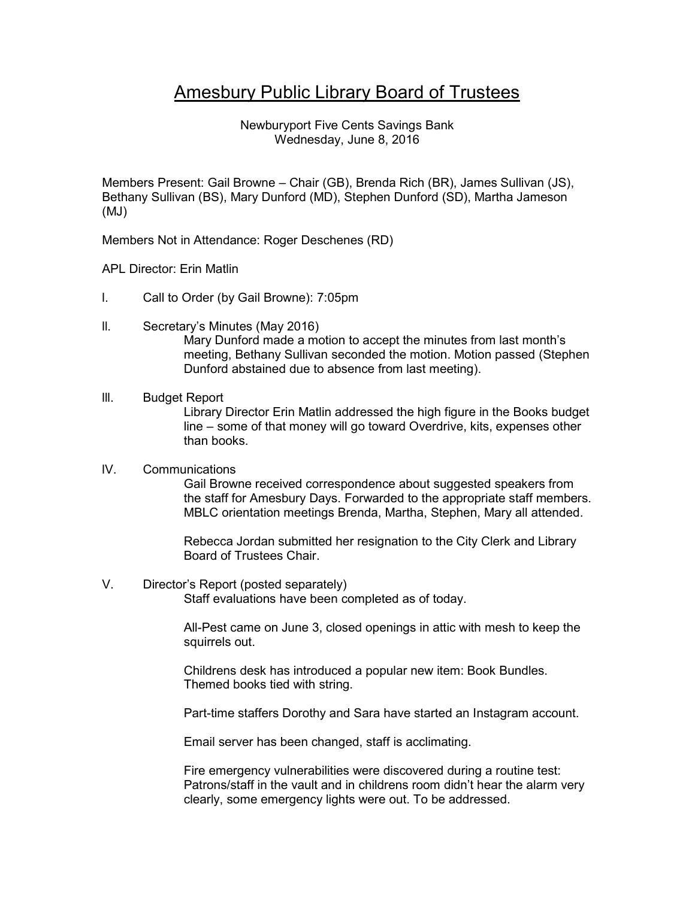# Amesbury Public Library Board of Trustees

Newburyport Five Cents Savings Bank
Wednesday, June 8, 2016

Members Present: Gail Browne – Chair (GB), Brenda Rich (BR), James Sullivan (JS), Bethany Sullivan (BS), Mary Dunford (MD), Stephen Dunford (SD), Martha Jameson (MJ)

Members Not in Attendance: Roger Deschenes (RD)

APL Director: Erin Matlin

I. Call to Order (by Gail Browne): 7:05pm

II. Secretary's Minutes (May 2016)

Mary Dunford made a motion to accept the minutes from last month's meeting, Bethany Sullivan seconded the motion. Motion passed (Stephen Dunford abstained due to absence from last meeting).

III. Budget Report

Library Director Erin Matlin addressed the high figure in the Books budget line – some of that money will go toward Overdrive, kits, expenses other than books.

IV. Communications

Gail Browne received correspondence about suggested speakers from the staff for Amesbury Days. Forwarded to the appropriate staff members. MBLC orientation meetings Brenda, Martha, Stephen, Mary all attended.

Rebecca Jordan submitted her resignation to the City Clerk and Library Board of Trustees Chair.

V. Director's Report (posted separately)

Staff evaluations have been completed as of today.

All-Pest came on June 3, closed openings in attic with mesh to keep the squirrels out.

Childrens desk has introduced a popular new item: Book Bundles. Themed books tied with string.

Part-time staffers Dorothy and Sara have started an Instagram account.

Email server has been changed, staff is acclimating.

Fire emergency vulnerabilities were discovered during a routine test: Patrons/staff in the vault and in childrens room didn't hear the alarm very clearly, some emergency lights were out. To be addressed.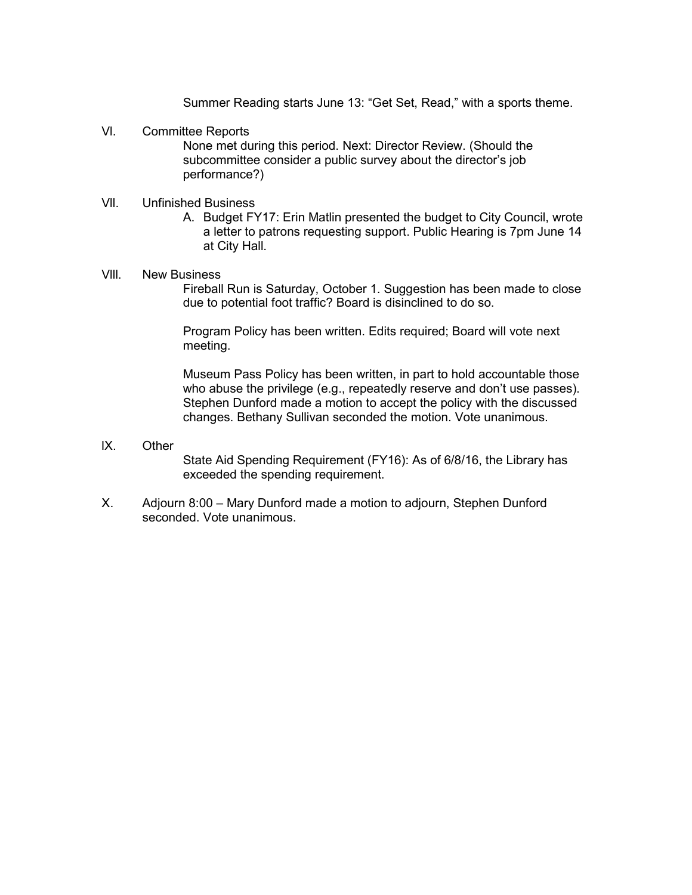Summer Reading starts June 13: "Get Set, Read," with a sports theme.

VI. Committee Reports

None met during this period. Next: Director Review. (Should the subcommittee consider a public survey about the director's job performance?)

VII. Unfinished Business

A. Budget FY17: Erin Matlin presented the budget to City Council, wrote a letter to patrons requesting support. Public Hearing is 7pm June 14 at City Hall.

VIII. New Business

Fireball Run is Saturday, October 1. Suggestion has been made to close due to potential foot traffic? Board is disinclined to do so.

Program Policy has been written. Edits required; Board will vote next meeting.

Museum Pass Policy has been written, in part to hold accountable those who abuse the privilege (e.g., repeatedly reserve and don't use passes). Stephen Dunford made a motion to accept the policy with the discussed changes. Bethany Sullivan seconded the motion. Vote unanimous.

IX. Other

State Aid Spending Requirement (FY16): As of 6/8/16, the Library has exceeded the spending requirement.

X. Adjourn 8:00 – Mary Dunford made a motion to adjourn, Stephen Dunford seconded. Vote unanimous.